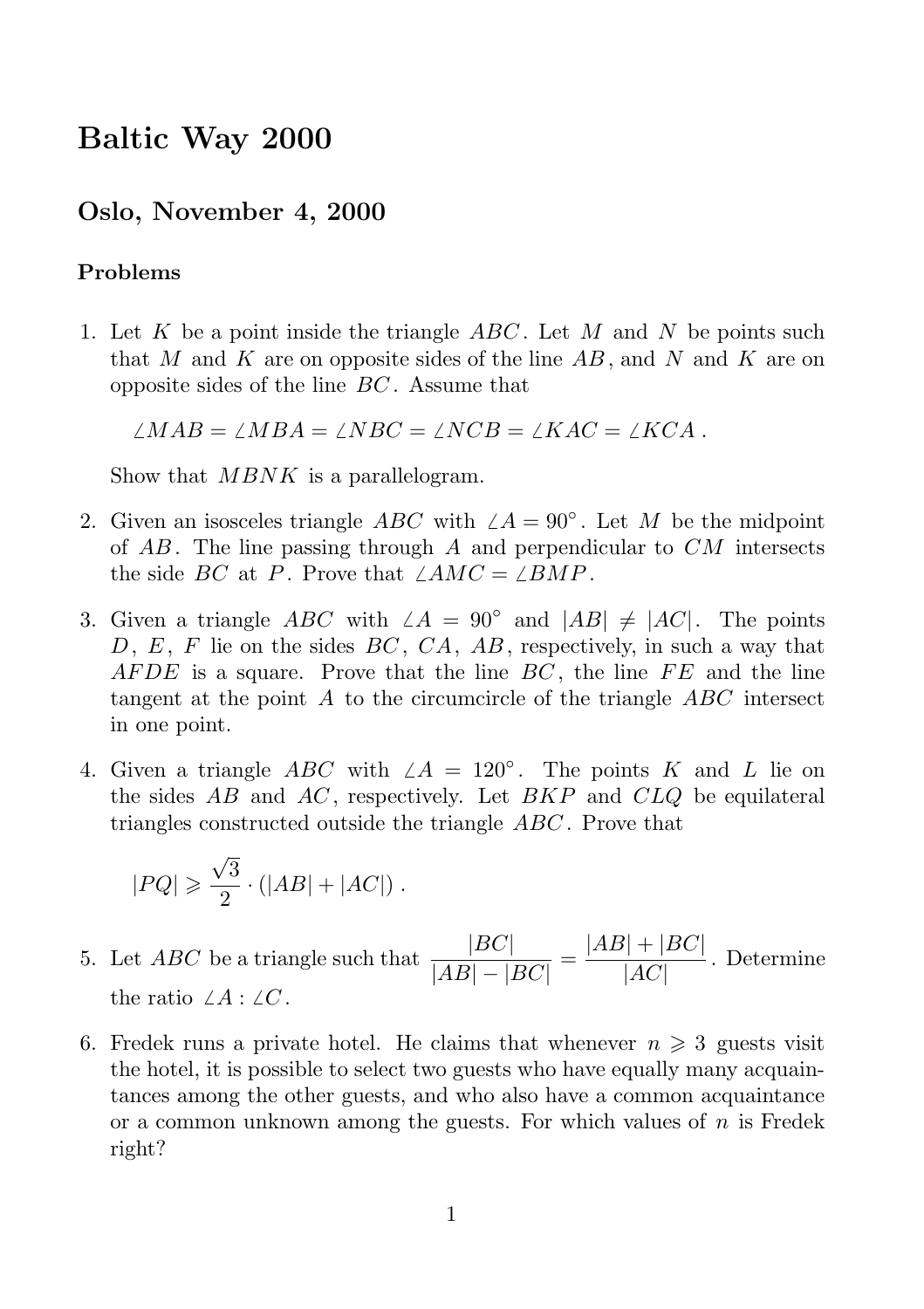# Baltic Way 2000

## Oslo, November 4, 2000

### Problems

1. Let $K$ be a point inside the triangle $ABC$. Let $M$ and $N$ be points such that $M$ and $K$ are on opposite sides of the line $AB$, and $N$ and $K$ are on opposite sides of the line $BC$. Assume that

   $$\angle MAB = \angle MBA = \angle NBC = \angle NCB = \angle KAC = \angle KCA\,.$$

   Show that $MBNK$ is a parallelogram.

2. Given an isosceles triangle $ABC$ with $\angle A = 90^\circ$. Let $M$ be the midpoint of $AB$. The line passing through $A$ and perpendicular to $CM$ intersects the side $BC$ at $P$. Prove that $\angle AMC = \angle BMP$.

3. Given a triangle $ABC$ with $\angle A = 90^\circ$ and $|AB| \neq |AC|$. The points $D$, $E$, $F$ lie on the sides $BC$, $CA$, $AB$, respectively, in such a way that $AFDE$ is a square. Prove that the line $BC$, the line $FE$ and the line tangent at the point $A$ to the circumcircle of the triangle $ABC$ intersect in one point.

4. Given a triangle $ABC$ with $\angle A = 120^\circ$. The points $K$ and $L$ lie on the sides $AB$ and $AC$, respectively. Let $BKP$ and $CLQ$ be equilateral triangles constructed outside the triangle $ABC$. Prove that

   $$|PQ| \geqslant \frac{\sqrt{3}}{2} \cdot (|AB| + |AC|)\,.$$

5. Let $ABC$ be a triangle such that $\dfrac{|BC|}{|AB| - |BC|} = \dfrac{|AB| + |BC|}{|AC|}$. Determine the ratio $\angle A : \angle C$.

6. Fredek runs a private hotel. He claims that whenever $n \geqslant 3$ guests visit the hotel, it is possible to select two guests who have equally many acquaintances among the other guests, and who also have a common acquaintance or a common unknown among the guests. For which values of $n$ is Fredek right?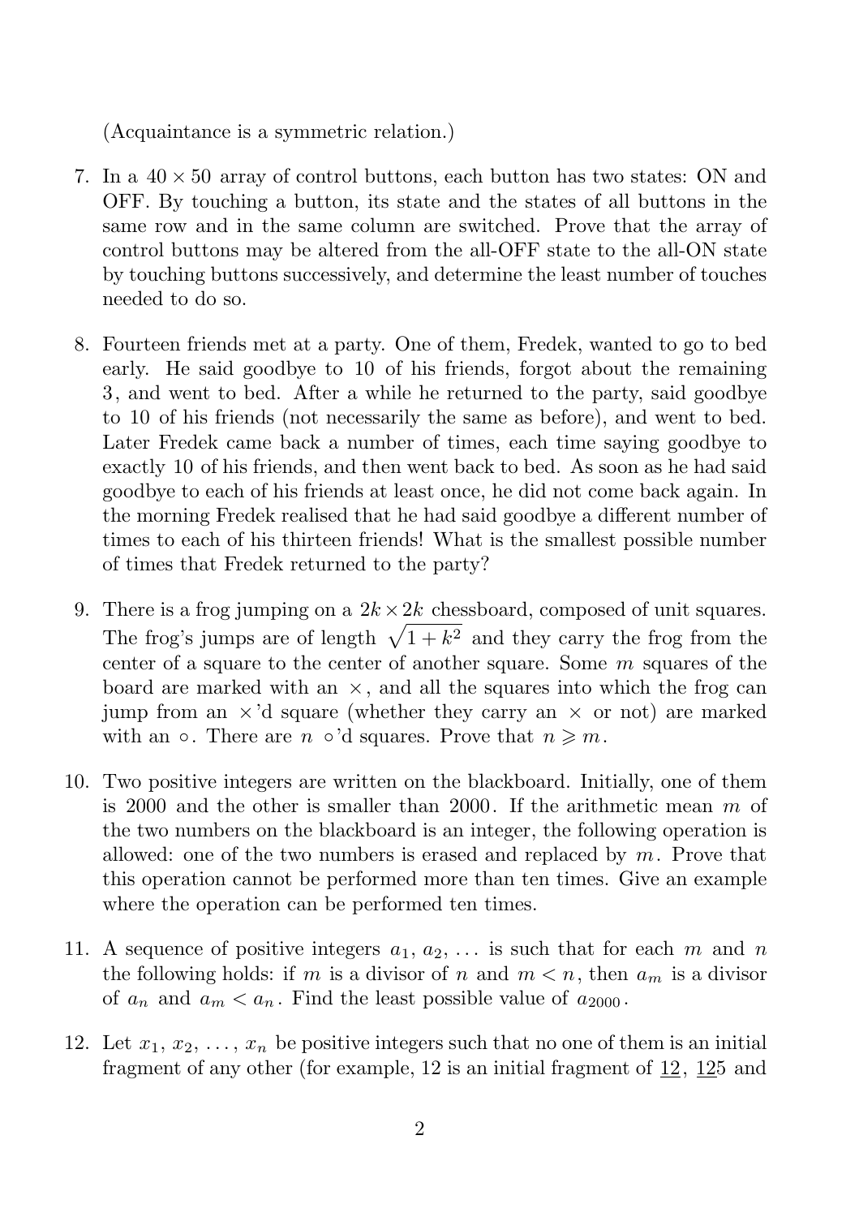(Acquaintance is a symmetric relation.)

7. In a $40 \times 50$ array of control buttons, each button has two states: ON and OFF. By touching a button, its state and the states of all buttons in the same row and in the same column are switched. Prove that the array of control buttons may be altered from the all-OFF state to the all-ON state by touching buttons successively, and determine the least number of touches needed to do so.

8. Fourteen friends met at a party. One of them, Fredek, wanted to go to bed early. He said goodbye to 10 of his friends, forgot about the remaining 3, and went to bed. After a while he returned to the party, said goodbye to 10 of his friends (not necessarily the same as before), and went to bed. Later Fredek came back a number of times, each time saying goodbye to exactly 10 of his friends, and then went back to bed. As soon as he had said goodbye to each of his friends at least once, he did not come back again. In the morning Fredek realised that he had said goodbye a different number of times to each of his thirteen friends! What is the smallest possible number of times that Fredek returned to the party?

9. There is a frog jumping on a $2k \times 2k$ chessboard, composed of unit squares. The frog's jumps are of length $\sqrt{1+k^2}$ and they carry the frog from the center of a square to the center of another square. Some $m$ squares of the board are marked with an $\times$, and all the squares into which the frog can jump from an $\times$'d square (whether they carry an $\times$ or not) are marked with an $\circ$. There are $n$ $\circ$'d squares. Prove that $n \geqslant m$.

10. Two positive integers are written on the blackboard. Initially, one of them is 2000 and the other is smaller than 2000. If the arithmetic mean $m$ of the two numbers on the blackboard is an integer, the following operation is allowed: one of the two numbers is erased and replaced by $m$. Prove that this operation cannot be performed more than ten times. Give an example where the operation can be performed ten times.

11. A sequence of positive integers $a_1, a_2, \ldots$ is such that for each $m$ and $n$ the following holds: if $m$ is a divisor of $n$ and $m < n$, then $a_m$ is a divisor of $a_n$ and $a_m < a_n$. Find the least possible value of $a_{2000}$.

12. Let $x_1, x_2, \ldots, x_n$ be positive integers such that no one of them is an initial fragment of any other (for example, 12 is an initial fragment of <u>12</u>, <u>12</u>5 and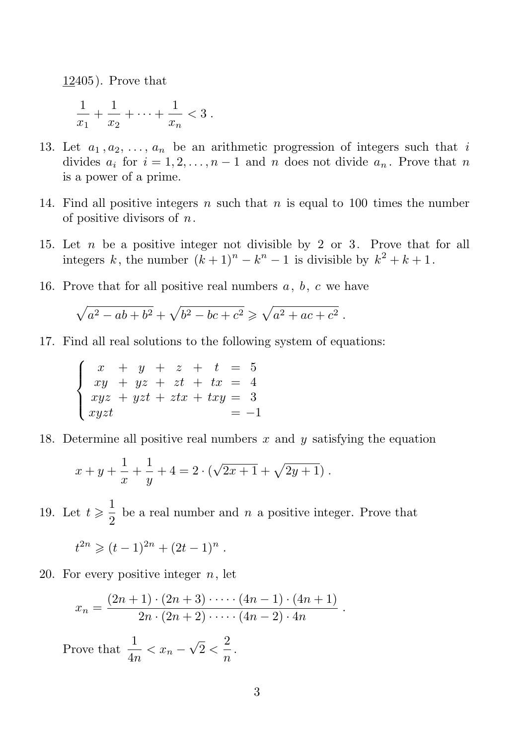12405). Prove that

$$\frac{1}{x_1} + \frac{1}{x_2} + \cdots + \frac{1}{x_n} < 3 \,.$$

13. Let $a_1, a_2, \ldots, a_n$ be an arithmetic progression of integers such that $i$ divides $a_i$ for $i = 1, 2, \ldots, n-1$ and $n$ does not divide $a_n$. Prove that $n$ is a power of a prime.

14. Find all positive integers $n$ such that $n$ is equal to 100 times the number of positive divisors of $n$.

15. Let $n$ be a positive integer not divisible by 2 or 3. Prove that for all integers $k$, the number $(k+1)^n - k^n - 1$ is divisible by $k^2 + k + 1$.

16. Prove that for all positive real numbers $a$, $b$, $c$ we have

$$\sqrt{a^2 - ab + b^2} + \sqrt{b^2 - bc + c^2} \geqslant \sqrt{a^2 + ac + c^2} \,.$$

17. Find all real solutions to the following system of equations:

$$\begin{cases} x + y + z + t = 5 \\ xy + yz + zt + tx = 4 \\ xyz + yzt + ztx + txy = 3 \\ xyzt = -1 \end{cases}$$

18. Determine all positive real numbers $x$ and $y$ satisfying the equation

$$x + y + \frac{1}{x} + \frac{1}{y} + 4 = 2 \cdot (\sqrt{2x+1} + \sqrt{2y+1}) \,.$$

19. Let $t \geqslant \dfrac{1}{2}$ be a real number and $n$ a positive integer. Prove that

$$t^{2n} \geqslant (t-1)^{2n} + (2t-1)^n \,.$$

20. For every positive integer $n$, let

$$x_n = \frac{(2n+1) \cdot (2n+3) \cdot \cdots \cdot (4n-1) \cdot (4n+1)}{2n \cdot (2n+2) \cdot \cdots \cdot (4n-2) \cdot 4n} \,.$$

Prove that $\dfrac{1}{4n} < x_n - \sqrt{2} < \dfrac{2}{n}$.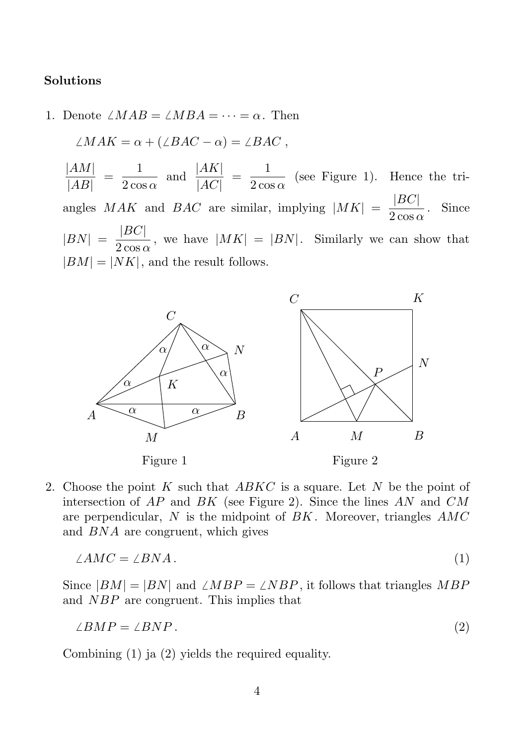**Solutions**

1. Denote $\angle MAB = \angle MBA = \cdots = \alpha$. Then

   $$\angle MAK = \alpha + (\angle BAC - \alpha) = \angle BAC\ ,$$

   $\dfrac{|AM|}{|AB|} = \dfrac{1}{2\cos\alpha}$ and $\dfrac{|AK|}{|AC|} = \dfrac{1}{2\cos\alpha}$ (see Figure 1). Hence the triangles $MAK$ and $BAC$ are similar, implying $|MK| = \dfrac{|BC|}{2\cos\alpha}$. Since $|BN| = \dfrac{|BC|}{2\cos\alpha}$, we have $|MK| = |BN|$. Similarly we can show that $|BM| = |NK|$, and the result follows.

Figure 1

Figure 2

2. Choose the point $K$ such that $ABKC$ is a square. Let $N$ be the point of intersection of $AP$ and $BK$ (see Figure 2). Since the lines $AN$ and $CM$ are perpendicular, $N$ is the midpoint of $BK$. Moreover, triangles $AMC$ and $BNA$ are congruent, which gives

   $$\angle AMC = \angle BNA\,. \tag{1}$$

   Since $|BM| = |BN|$ and $\angle MBP = \angle NBP$, it follows that triangles $MBP$ and $NBP$ are congruent. This implies that

   $$\angle BMP = \angle BNP\,. \tag{2}$$

   Combining (1) ja (2) yields the required equality.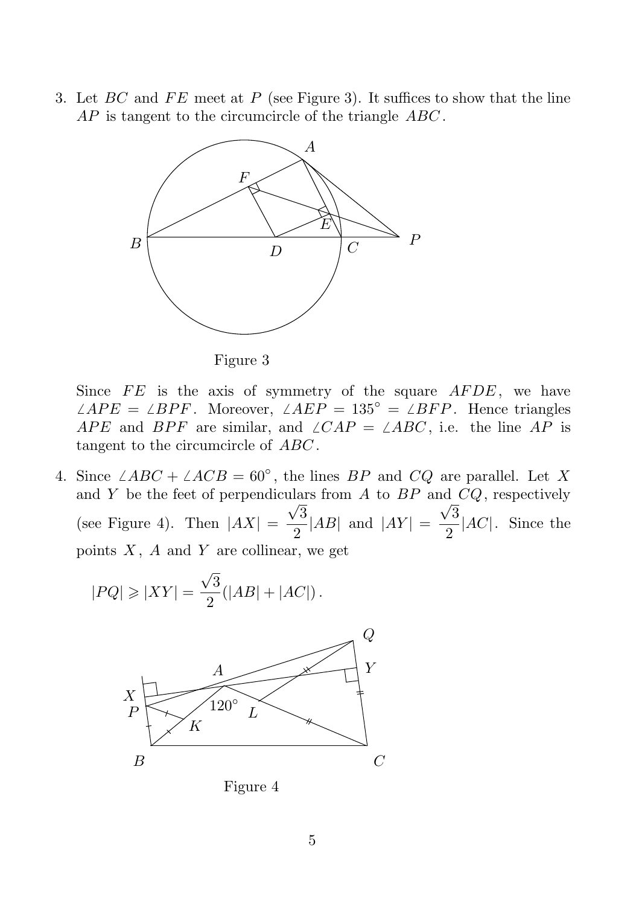3. Let $BC$ and $FE$ meet at $P$ (see Figure 3). It suffices to show that the line $AP$ is tangent to the circumcircle of the triangle $ABC$.

   Figure 3

   Since $FE$ is the axis of symmetry of the square $AFDE$, we have $\angle APE = \angle BPF$. Moreover, $\angle AEP = 135^\circ = \angle BFP$. Hence triangles $APE$ and $BPF$ are similar, and $\angle CAP = \angle ABC$, i.e. the line $AP$ is tangent to the circumcircle of $ABC$.

4. Since $\angle ABC + \angle ACB = 60^\circ$, the lines $BP$ and $CQ$ are parallel. Let $X$ and $Y$ be the feet of perpendiculars from $A$ to $BP$ and $CQ$, respectively (see Figure 4). Then $|AX| = \dfrac{\sqrt{3}}{2}|AB|$ and $|AY| = \dfrac{\sqrt{3}}{2}|AC|$. Since the points $X$, $A$ and $Y$ are collinear, we get

$$|PQ| \geqslant |XY| = \frac{\sqrt{3}}{2}(|AB| + |AC|).$$

   Figure 4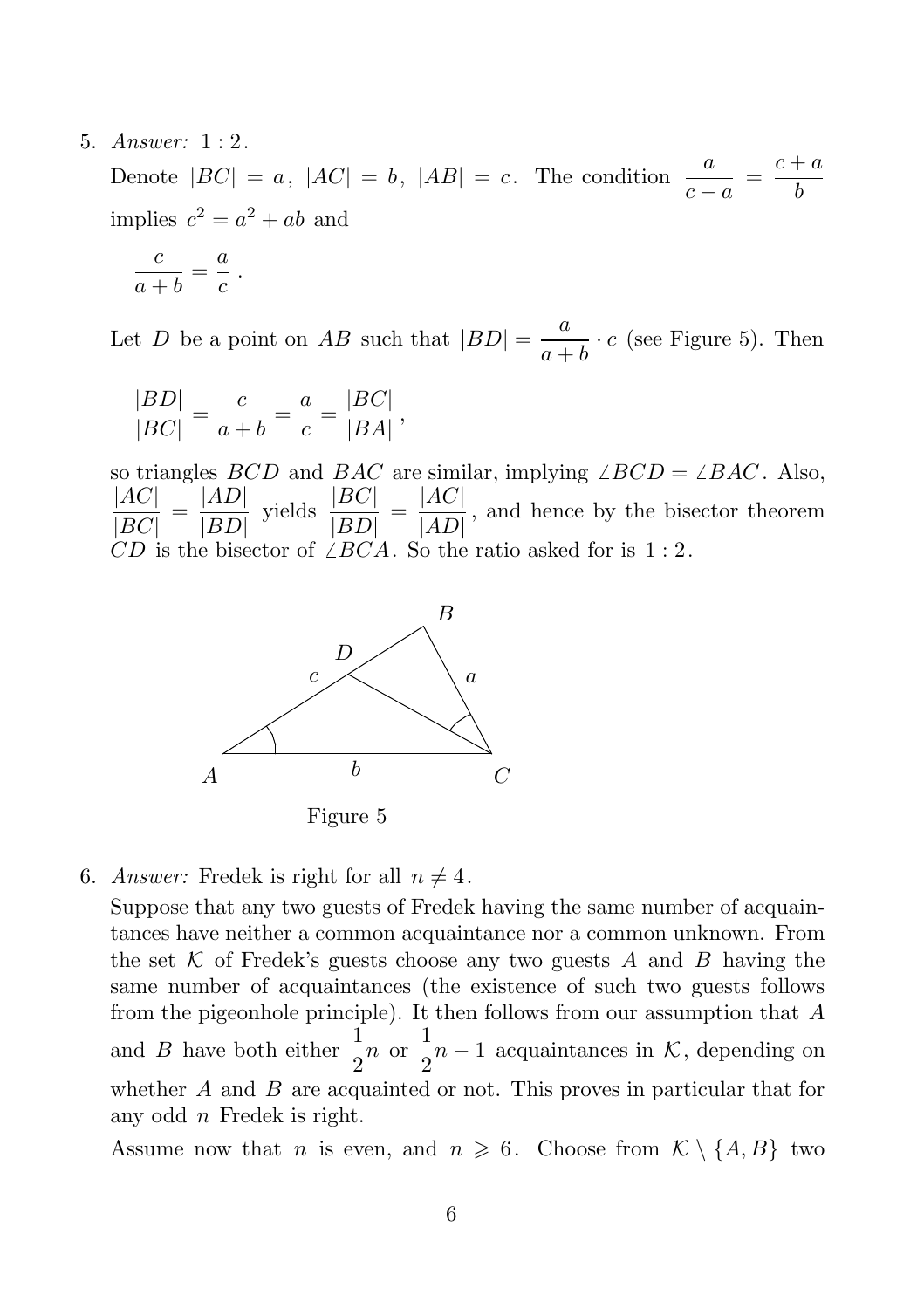5. *Answer:* $1:2$.

   Denote $|BC| = a$, $|AC| = b$, $|AB| = c$. The condition $\dfrac{a}{c-a} = \dfrac{c+a}{b}$ implies $c^2 = a^2 + ab$ and

   $$\frac{c}{a+b} = \frac{a}{c}\,.$$

   Let $D$ be a point on $AB$ such that $|BD| = \dfrac{a}{a+b} \cdot c$ (see Figure 5). Then

   $$\frac{|BD|}{|BC|} = \frac{c}{a+b} = \frac{a}{c} = \frac{|BC|}{|BA|}\,,$$

   so triangles $BCD$ and $BAC$ are similar, implying $\angle BCD = \angle BAC$. Also, $\dfrac{|AC|}{|BC|} = \dfrac{|AD|}{|BD|}$ yields $\dfrac{|BC|}{|BD|} = \dfrac{|AC|}{|AD|}$, and hence by the bisector theorem $CD$ is the bisector of $\angle BCA$. So the ratio asked for is $1:2$.

   Figure 5

6. *Answer:* Fredek is right for all $n \neq 4$.

   Suppose that any two guests of Fredek having the same number of acquaintances have neither a common acquaintance nor a common unknown. From the set $\mathcal{K}$ of Fredek's guests choose any two guests $A$ and $B$ having the same number of acquaintances (the existence of such two guests follows from the pigeonhole principle). It then follows from our assumption that $A$ and $B$ have both either $\dfrac{1}{2}n$ or $\dfrac{1}{2}n - 1$ acquaintances in $\mathcal{K}$, depending on whether $A$ and $B$ are acquainted or not. This proves in particular that for any odd $n$ Fredek is right.

   Assume now that $n$ is even, and $n \geqslant 6$. Choose from $\mathcal{K} \setminus \{A, B\}$ two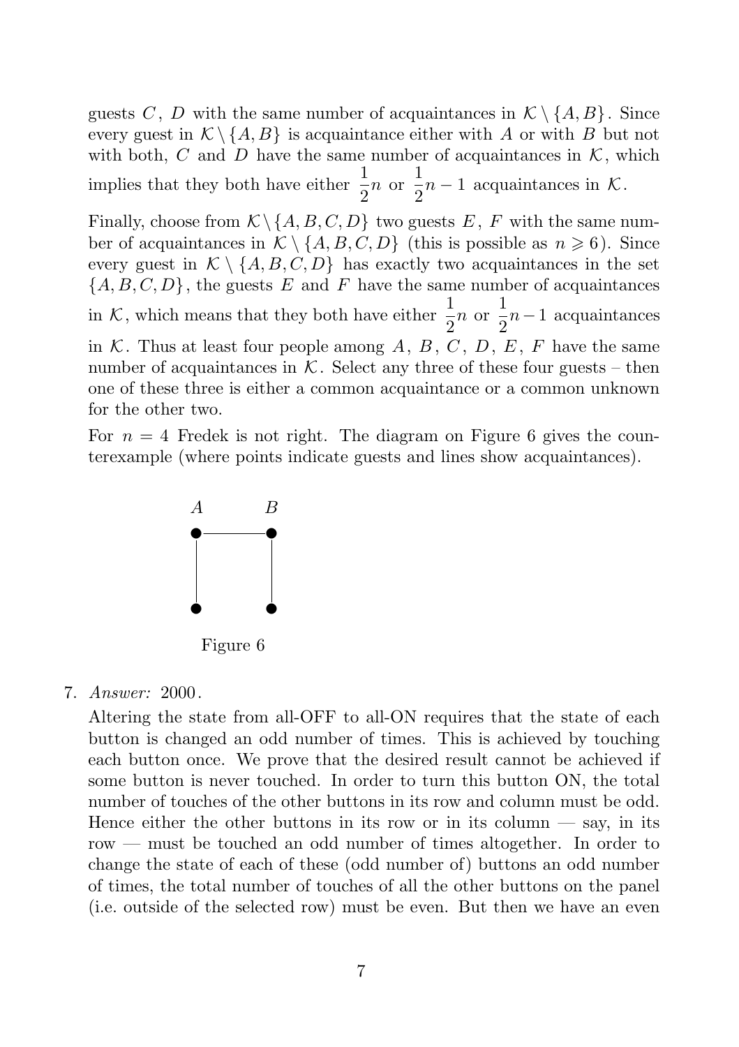guests $C$, $D$ with the same number of acquaintances in $\mathcal{K} \setminus \{A, B\}$. Since every guest in $\mathcal{K} \setminus \{A, B\}$ is acquaintance either with $A$ or with $B$ but not with both, $C$ and $D$ have the same number of acquaintances in $\mathcal{K}$, which implies that they both have either $\frac{1}{2}n$ or $\frac{1}{2}n - 1$ acquaintances in $\mathcal{K}$.

Finally, choose from $\mathcal{K} \setminus \{A, B, C, D\}$ two guests $E$, $F$ with the same number of acquaintances in $\mathcal{K} \setminus \{A, B, C, D\}$ (this is possible as $n \geqslant 6$). Since every guest in $\mathcal{K} \setminus \{A, B, C, D\}$ has exactly two acquaintances in the set $\{A, B, C, D\}$, the guests $E$ and $F$ have the same number of acquaintances in $\mathcal{K}$, which means that they both have either $\frac{1}{2}n$ or $\frac{1}{2}n - 1$ acquaintances in $\mathcal{K}$. Thus at least four people among $A$, $B$, $C$, $D$, $E$, $F$ have the same number of acquaintances in $\mathcal{K}$. Select any three of these four guests – then one of these three is either a common acquaintance or a common unknown for the other two.

For $n = 4$ Fredek is not right. The diagram on Figure 6 gives the counterexample (where points indicate guests and lines show acquaintances).

Figure 6

7. *Answer:* 2000.

Altering the state from all-OFF to all-ON requires that the state of each button is changed an odd number of times. This is achieved by touching each button once. We prove that the desired result cannot be achieved if some button is never touched. In order to turn this button ON, the total number of touches of the other buttons in its row and column must be odd. Hence either the other buttons in its row or in its column — say, in its row — must be touched an odd number of times altogether. In order to change the state of each of these (odd number of) buttons an odd number of times, the total number of touches of all the other buttons on the panel (i.e. outside of the selected row) must be even. But then we have an even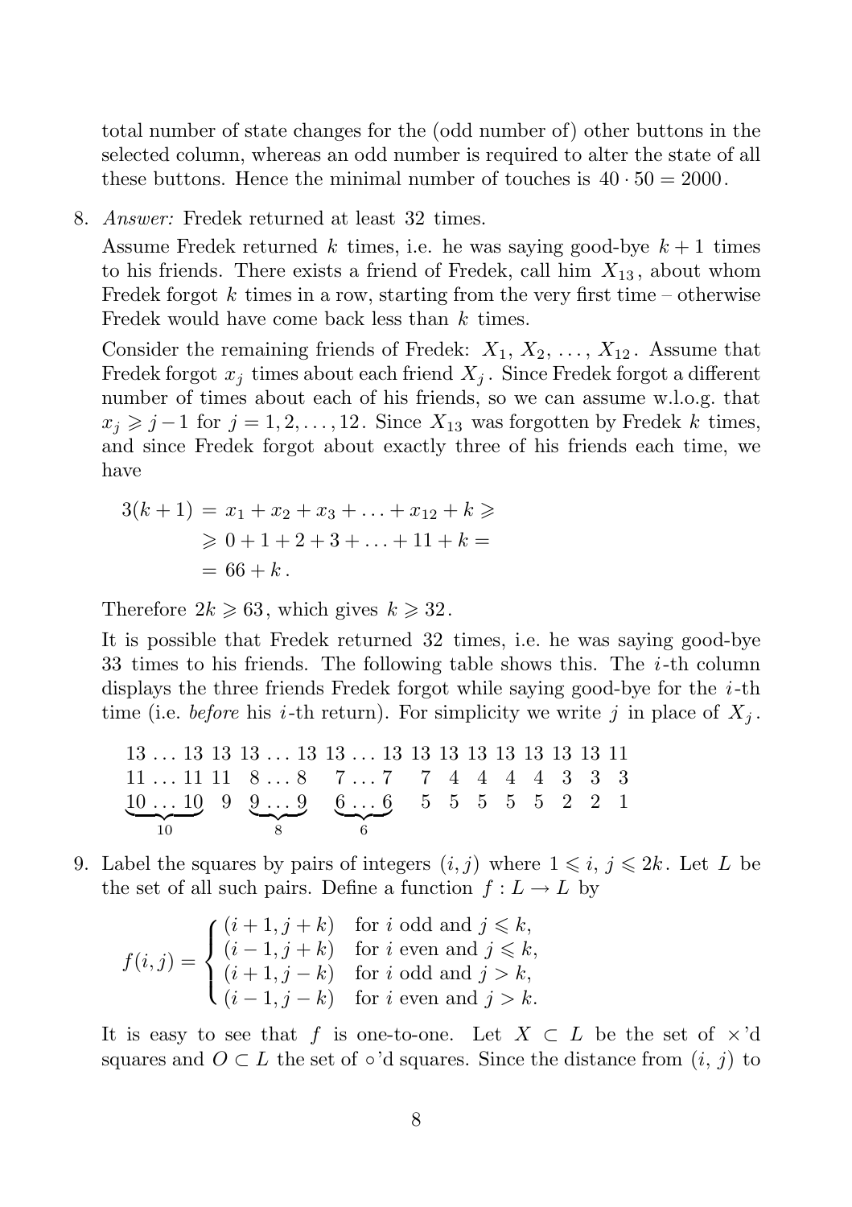total number of state changes for the (odd number of) other buttons in the selected column, whereas an odd number is required to alter the state of all these buttons. Hence the minimal number of touches is $40 \cdot 50 = 2000$.

8. *Answer:* Fredek returned at least 32 times.

   Assume Fredek returned $k$ times, i.e. he was saying good-bye $k+1$ times to his friends. There exists a friend of Fredek, call him $X_{13}$, about whom Fredek forgot $k$ times in a row, starting from the very first time – otherwise Fredek would have come back less than $k$ times.

   Consider the remaining friends of Fredek: $X_1, X_2, \ldots, X_{12}$. Assume that Fredek forgot $x_j$ times about each friend $X_j$. Since Fredek forgot a different number of times about each of his friends, so we can assume w.l.o.g. that $x_j \geqslant j-1$ for $j = 1, 2, \ldots, 12$. Since $X_{13}$ was forgotten by Fredek $k$ times, and since Fredek forgot about exactly three of his friends each time, we have

   $$\begin{aligned} 3(k+1) &= x_1 + x_2 + x_3 + \ldots + x_{12} + k \geqslant \\ &\geqslant 0 + 1 + 2 + 3 + \ldots + 11 + k = \\ &= 66 + k\,. \end{aligned}$$

   Therefore $2k \geqslant 63$, which gives $k \geqslant 32$.

   It is possible that Fredek returned 32 times, i.e. he was saying good-bye 33 times to his friends. The following table shows this. The $i$-th column displays the three friends Fredek forgot while saying good-bye for the $i$-th time (i.e. *before* his $i$-th return). For simplicity we write $j$ in place of $X_j$.

   $$\begin{array}{cccccccccccccc} 13 \ldots 13 & 13 & 13 \ldots 13 & 13 \ldots 13 & 13 & 13 & 13 & 13 & 13 & 13 & 13 & 11 \\ 11 \ldots 11 & 11 & 8 \ldots 8 & 7 \ldots 7 & 7 & 4 & 4 & 4 & 4 & 3 & 3 & 3 \\ \underbrace{10 \ldots 10}_{10} & 9 & \underbrace{9 \ldots 9}_{8} & \underbrace{6 \ldots 6}_{6} & 5 & 5 & 5 & 5 & 5 & 2 & 2 & 1 \end{array}$$

9. Label the squares by pairs of integers $(i, j)$ where $1 \leqslant i,\, j \leqslant 2k$. Let $L$ be the set of all such pairs. Define a function $f : L \to L$ by

   $$f(i,j) = \begin{cases} (i+1, j+k) & \text{for } i \text{ odd and } j \leqslant k, \\ (i-1, j+k) & \text{for } i \text{ even and } j \leqslant k, \\ (i+1, j-k) & \text{for } i \text{ odd and } j > k, \\ (i-1, j-k) & \text{for } i \text{ even and } j > k. \end{cases}$$

   It is easy to see that $f$ is one-to-one. Let $X \subset L$ be the set of $\times$'d squares and $O \subset L$ the set of $\circ$'d squares. Since the distance from $(i,\, j)$ to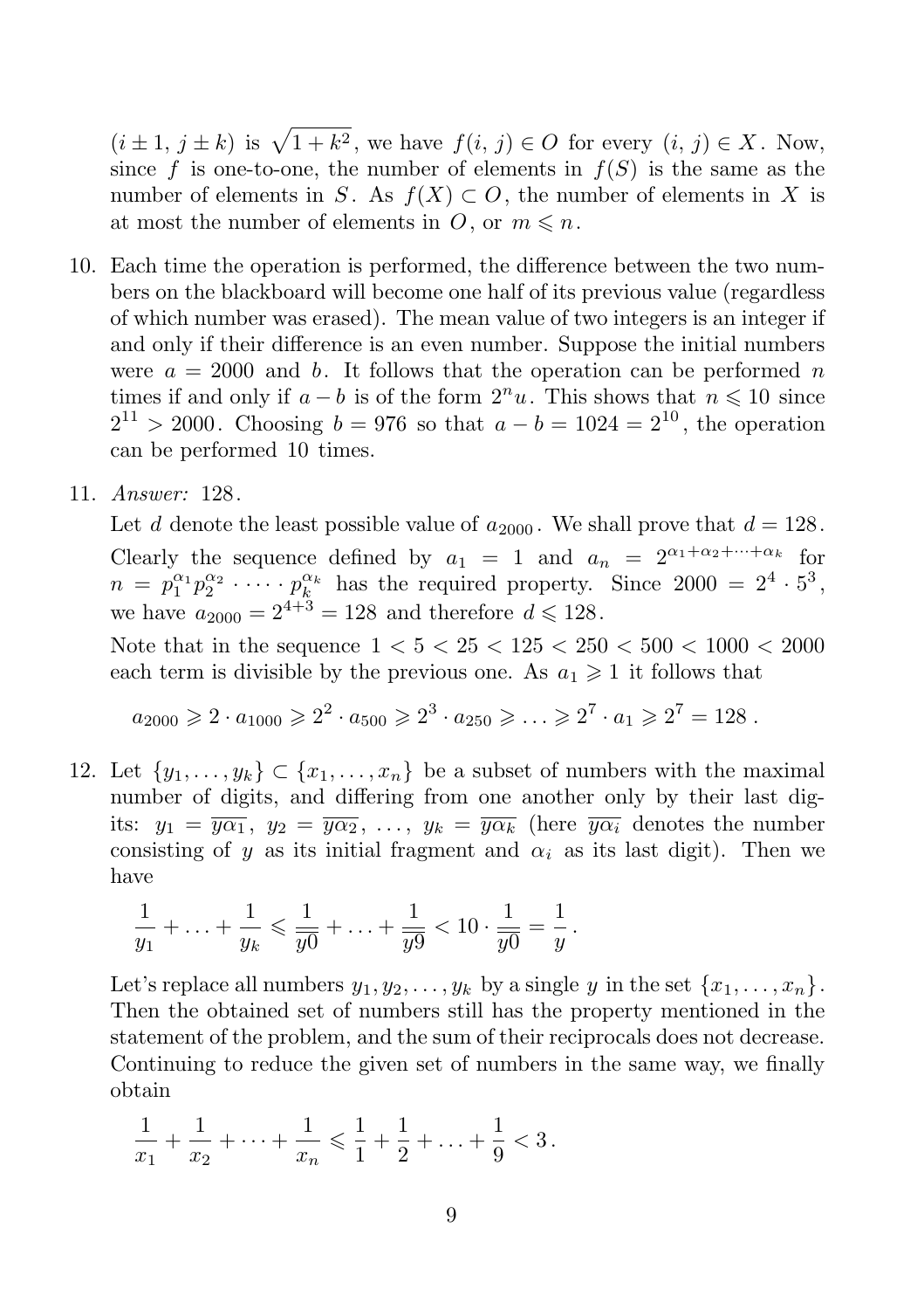$(i \pm 1,\, j \pm k)$ is $\sqrt{1+k^2}$, we have $f(i,\,j) \in O$ for every $(i,\,j) \in X$. Now, since $f$ is one-to-one, the number of elements in $f(S)$ is the same as the number of elements in $S$. As $f(X) \subset O$, the number of elements in $X$ is at most the number of elements in $O$, or $m \leqslant n$.

10. Each time the operation is performed, the difference between the two numbers on the blackboard will become one half of its previous value (regardless of which number was erased). The mean value of two integers is an integer if and only if their difference is an even number. Suppose the initial numbers were $a = 2000$ and $b$. It follows that the operation can be performed $n$ times if and only if $a - b$ is of the form $2^n u$. This shows that $n \leqslant 10$ since $2^{11} > 2000$. Choosing $b = 976$ so that $a - b = 1024 = 2^{10}$, the operation can be performed 10 times.

11. *Answer:* 128.

    Let $d$ denote the least possible value of $a_{2000}$. We shall prove that $d = 128$. Clearly the sequence defined by $a_1 = 1$ and $a_n = 2^{\alpha_1+\alpha_2+\cdots+\alpha_k}$ for $n = p_1^{\alpha_1} p_2^{\alpha_2} \cdot \ldots \cdot p_k^{\alpha_k}$ has the required property. Since $2000 = 2^4 \cdot 5^3$, we have $a_{2000} = 2^{4+3} = 128$ and therefore $d \leqslant 128$.

    Note that in the sequence $1 < 5 < 25 < 125 < 250 < 500 < 1000 < 2000$ each term is divisible by the previous one. As $a_1 \geqslant 1$ it follows that

    $$a_{2000} \geqslant 2 \cdot a_{1000} \geqslant 2^2 \cdot a_{500} \geqslant 2^3 \cdot a_{250} \geqslant \ldots \geqslant 2^7 \cdot a_1 \geqslant 2^7 = 128\,.$$

12. Let $\{y_1, \ldots, y_k\} \subset \{x_1, \ldots, x_n\}$ be a subset of numbers with the maximal number of digits, and differing from one another only by their last digits: $y_1 = \overline{y\alpha_1},\ y_2 = \overline{y\alpha_2},\ \ldots,\ y_k = \overline{y\alpha_k}$ (here $\overline{y\alpha_i}$ denotes the number consisting of $y$ as its initial fragment and $\alpha_i$ as its last digit). Then we have

    $$\frac{1}{y_1} + \ldots + \frac{1}{y_k} \leqslant \frac{1}{\overline{y0}} + \ldots + \frac{1}{\overline{y9}} < 10 \cdot \frac{1}{\overline{y0}} = \frac{1}{y}\,.$$

    Let's replace all numbers $y_1, y_2, \ldots, y_k$ by a single $y$ in the set $\{x_1, \ldots, x_n\}$. Then the obtained set of numbers still has the property mentioned in the statement of the problem, and the sum of their reciprocals does not decrease. Continuing to reduce the given set of numbers in the same way, we finally obtain

    $$\frac{1}{x_1} + \frac{1}{x_2} + \cdots + \frac{1}{x_n} \leqslant \frac{1}{1} + \frac{1}{2} + \ldots + \frac{1}{9} < 3\,.$$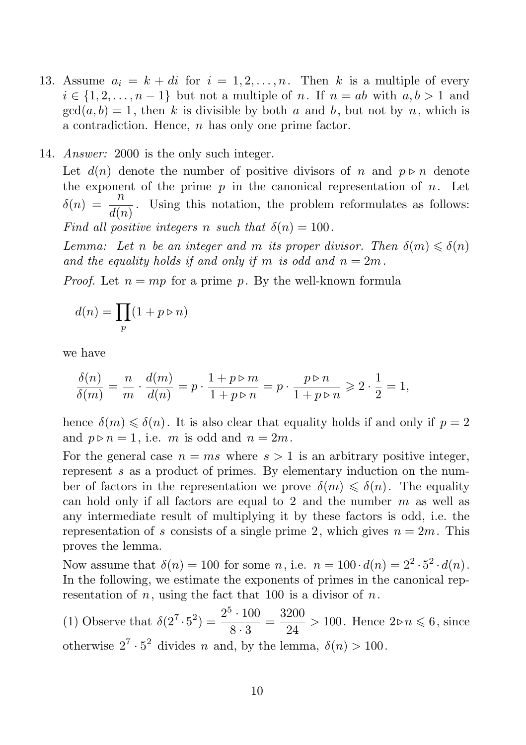13. Assume $a_i = k + di$ for $i = 1, 2, \ldots, n$. Then $k$ is a multiple of every $i \in \{1, 2, \ldots, n-1\}$ but not a multiple of $n$. If $n = ab$ with $a, b > 1$ and $\gcd(a, b) = 1$, then $k$ is divisible by both $a$ and $b$, but not by $n$, which is a contradiction. Hence, $n$ has only one prime factor.

14. *Answer:* 2000 is the only such integer.

   Let $d(n)$ denote the number of positive divisors of $n$ and $p \triangleright n$ denote the exponent of the prime $p$ in the canonical representation of $n$. Let $\delta(n) = \dfrac{n}{d(n)}$. Using this notation, the problem reformulates as follows: *Find all positive integers $n$ such that $\delta(n) = 100$.*

   *Lemma: Let $n$ be an integer and $m$ its proper divisor. Then $\delta(m) \leqslant \delta(n)$ and the equality holds if and only if $m$ is odd and $n = 2m$.*

   *Proof.* Let $n = mp$ for a prime $p$. By the well-known formula

   $$d(n) = \prod_p (1 + p \triangleright n)$$

   we have

   $$\frac{\delta(n)}{\delta(m)} = \frac{n}{m} \cdot \frac{d(m)}{d(n)} = p \cdot \frac{1 + p \triangleright m}{1 + p \triangleright n} = p \cdot \frac{p \triangleright n}{1 + p \triangleright n} \geqslant 2 \cdot \frac{1}{2} = 1,$$

   hence $\delta(m) \leqslant \delta(n)$. It is also clear that equality holds if and only if $p = 2$ and $p \triangleright n = 1$, i.e. $m$ is odd and $n = 2m$.

   For the general case $n = ms$ where $s > 1$ is an arbitrary positive integer, represent $s$ as a product of primes. By elementary induction on the number of factors in the representation we prove $\delta(m) \leqslant \delta(n)$. The equality can hold only if all factors are equal to 2 and the number $m$ as well as any intermediate result of multiplying it by these factors is odd, i.e. the representation of $s$ consists of a single prime 2, which gives $n = 2m$. This proves the lemma.

   Now assume that $\delta(n) = 100$ for some $n$, i.e. $n = 100 \cdot d(n) = 2^2 \cdot 5^2 \cdot d(n)$. In the following, we estimate the exponents of primes in the canonical representation of $n$, using the fact that 100 is a divisor of $n$.

   (1) Observe that $\delta(2^7 \cdot 5^2) = \dfrac{2^5 \cdot 100}{8 \cdot 3} = \dfrac{3200}{24} > 100$. Hence $2 \triangleright n \leqslant 6$, since otherwise $2^7 \cdot 5^2$ divides $n$ and, by the lemma, $\delta(n) > 100$.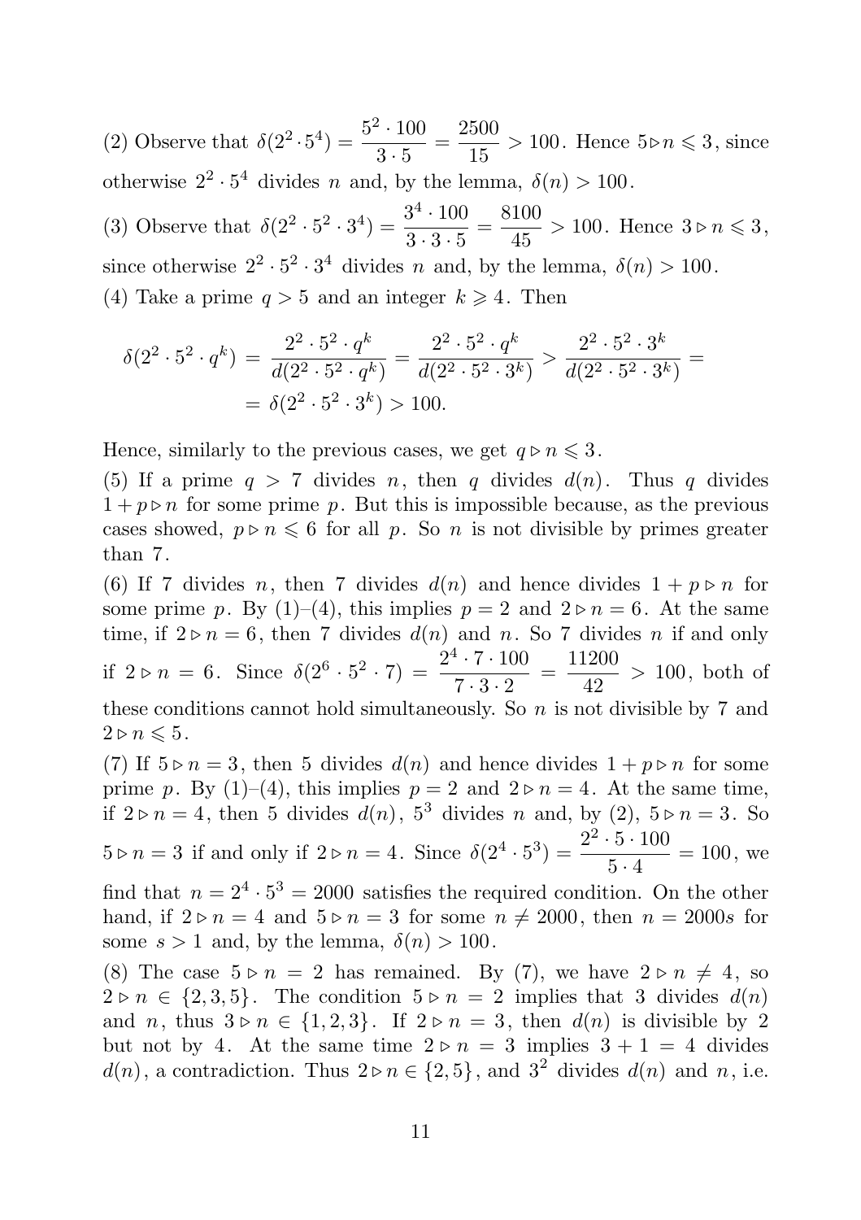(2) Observe that $\delta(2^2 \cdot 5^4) = \dfrac{5^2 \cdot 100}{3 \cdot 5} = \dfrac{2500}{15} > 100$. Hence $5 \triangleright n \leqslant 3$, since otherwise $2^2 \cdot 5^4$ divides $n$ and, by the lemma, $\delta(n) > 100$.

(3) Observe that $\delta(2^2 \cdot 5^2 \cdot 3^4) = \dfrac{3^4 \cdot 100}{3 \cdot 3 \cdot 5} = \dfrac{8100}{45} > 100$. Hence $3 \triangleright n \leqslant 3$, since otherwise $2^2 \cdot 5^2 \cdot 3^4$ divides $n$ and, by the lemma, $\delta(n) > 100$.

(4) Take a prime $q > 5$ and an integer $k \geqslant 4$. Then

$$\delta(2^2 \cdot 5^2 \cdot q^k) = \frac{2^2 \cdot 5^2 \cdot q^k}{d(2^2 \cdot 5^2 \cdot q^k)} = \frac{2^2 \cdot 5^2 \cdot q^k}{d(2^2 \cdot 5^2 \cdot 3^k)} > \frac{2^2 \cdot 5^2 \cdot 3^k}{d(2^2 \cdot 5^2 \cdot 3^k)} =$$
$$= \delta(2^2 \cdot 5^2 \cdot 3^k) > 100.$$

Hence, similarly to the previous cases, we get $q \triangleright n \leqslant 3$.

(5) If a prime $q > 7$ divides $n$, then $q$ divides $d(n)$. Thus $q$ divides $1 + p \triangleright n$ for some prime $p$. But this is impossible because, as the previous cases showed, $p \triangleright n \leqslant 6$ for all $p$. So $n$ is not divisible by primes greater than $7$.

(6) If $7$ divides $n$, then $7$ divides $d(n)$ and hence divides $1 + p \triangleright n$ for some prime $p$. By (1)–(4), this implies $p = 2$ and $2 \triangleright n = 6$. At the same time, if $2 \triangleright n = 6$, then $7$ divides $d(n)$ and $n$. So $7$ divides $n$ if and only if $2 \triangleright n = 6$. Since $\delta(2^6 \cdot 5^2 \cdot 7) = \dfrac{2^4 \cdot 7 \cdot 100}{7 \cdot 3 \cdot 2} = \dfrac{11200}{42} > 100$, both of these conditions cannot hold simultaneously. So $n$ is not divisible by $7$ and $2 \triangleright n \leqslant 5$.

(7) If $5 \triangleright n = 3$, then $5$ divides $d(n)$ and hence divides $1 + p \triangleright n$ for some prime $p$. By (1)–(4), this implies $p = 2$ and $2 \triangleright n = 4$. At the same time, if $2 \triangleright n = 4$, then $5$ divides $d(n)$, $5^3$ divides $n$ and, by (2), $5 \triangleright n = 3$. So $5 \triangleright n = 3$ if and only if $2 \triangleright n = 4$. Since $\delta(2^4 \cdot 5^3) = \dfrac{2^2 \cdot 5 \cdot 100}{5 \cdot 4} = 100$, we find that $n = 2^4 \cdot 5^3 = 2000$ satisfies the required condition. On the other hand, if $2 \triangleright n = 4$ and $5 \triangleright n = 3$ for some $n \neq 2000$, then $n = 2000s$ for some $s > 1$ and, by the lemma, $\delta(n) > 100$.

(8) The case $5 \triangleright n = 2$ has remained. By (7), we have $2 \triangleright n \neq 4$, so $2 \triangleright n \in \{2, 3, 5\}$. The condition $5 \triangleright n = 2$ implies that $3$ divides $d(n)$ and $n$, thus $3 \triangleright n \in \{1, 2, 3\}$. If $2 \triangleright n = 3$, then $d(n)$ is divisible by $2$ but not by $4$. At the same time $2 \triangleright n = 3$ implies $3 + 1 = 4$ divides $d(n)$, a contradiction. Thus $2 \triangleright n \in \{2, 5\}$, and $3^2$ divides $d(n)$ and $n$, i.e.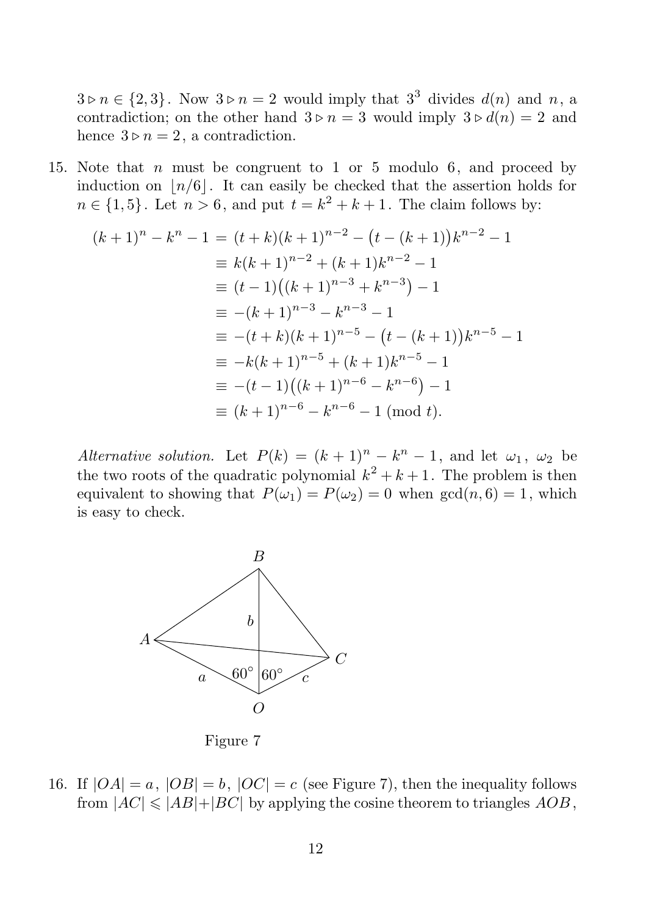$3 \triangleright n \in \{2,3\}$. Now $3 \triangleright n = 2$ would imply that $3^3$ divides $d(n)$ and $n$, a contradiction; on the other hand $3 \triangleright n = 3$ would imply $3 \triangleright d(n) = 2$ and hence $3 \triangleright n = 2$, a contradiction.

15. Note that $n$ must be congruent to 1 or 5 modulo 6, and proceed by induction on $\lfloor n/6 \rfloor$. It can easily be checked that the assertion holds for $n \in \{1, 5\}$. Let $n > 6$, and put $t = k^2 + k + 1$. The claim follows by:

$$
\begin{aligned}
(k+1)^n - k^n - 1 &= (t+k)(k+1)^{n-2} - \big(t-(k+1)\big)k^{n-2} - 1 \\
&\equiv k(k+1)^{n-2} + (k+1)k^{n-2} - 1 \\
&\equiv (t-1)\big((k+1)^{n-3} + k^{n-3}\big) - 1 \\
&\equiv -(k+1)^{n-3} - k^{n-3} - 1 \\
&\equiv -(t+k)(k+1)^{n-5} - \big(t-(k+1)\big)k^{n-5} - 1 \\
&\equiv -k(k+1)^{n-5} + (k+1)k^{n-5} - 1 \\
&\equiv -(t-1)\big((k+1)^{n-6} - k^{n-6}\big) - 1 \\
&\equiv (k+1)^{n-6} - k^{n-6} - 1 \pmod{t}.
\end{aligned}
$$

*Alternative solution.* Let $P(k) = (k+1)^n - k^n - 1$, and let $\omega_1$, $\omega_2$ be the two roots of the quadratic polynomial $k^2 + k + 1$. The problem is then equivalent to showing that $P(\omega_1) = P(\omega_2) = 0$ when $\gcd(n, 6) = 1$, which is easy to check.

Figure 7

16. If $|OA| = a$, $|OB| = b$, $|OC| = c$ (see Figure 7), then the inequality follows from $|AC| \leqslant |AB| + |BC|$ by applying the cosine theorem to triangles $AOB$,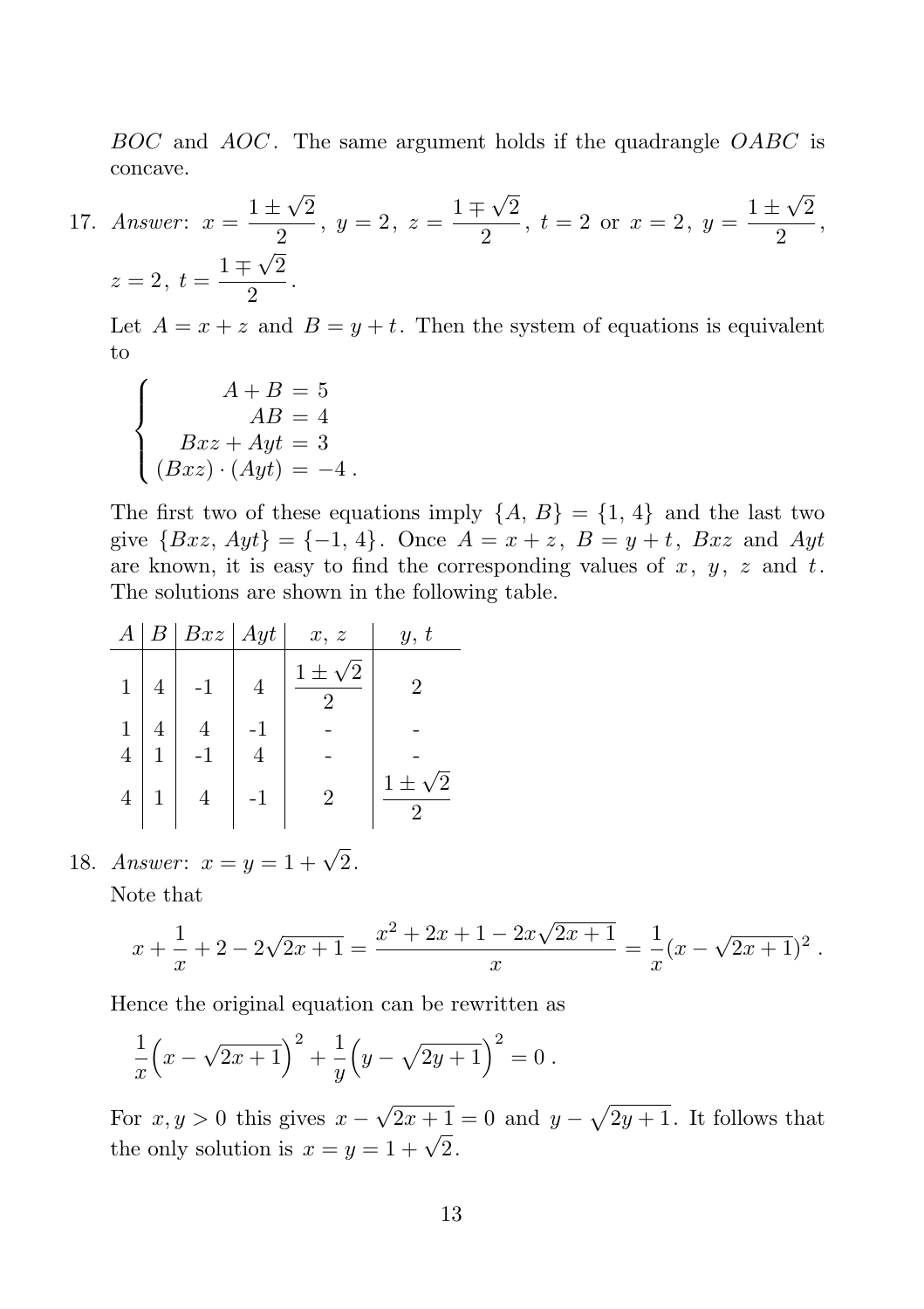$BOC$ and $AOC$. The same argument holds if the quadrangle $OABC$ is concave.

17. *Answer*: $x = \dfrac{1 \pm \sqrt{2}}{2}$, $y = 2$, $z = \dfrac{1 \mp \sqrt{2}}{2}$, $t = 2$ or $x = 2$, $y = \dfrac{1 \pm \sqrt{2}}{2}$, $z = 2$, $t = \dfrac{1 \mp \sqrt{2}}{2}$.

   Let $A = x + z$ and $B = y + t$. Then the system of equations is equivalent to

$$\begin{cases} A + B = 5 \\ AB = 4 \\ Bxz + Ayt = 3 \\ (Bxz) \cdot (Ayt) = -4 \, . \end{cases}$$

   The first two of these equations imply $\{A, B\} = \{1, 4\}$ and the last two give $\{Bxz, Ayt\} = \{-1, 4\}$. Once $A = x + z$, $B = y + t$, $Bxz$ and $Ayt$ are known, it is easy to find the corresponding values of $x$, $y$, $z$ and $t$. The solutions are shown in the following table.

| $A$ | $B$ | $Bxz$ | $Ayt$ | $x$, $z$ | $y$, $t$ |
|---|---|---|---|---|---|
| 1 | 4 | -1 | 4 | $\dfrac{1 \pm \sqrt{2}}{2}$ | 2 |
| 1 | 4 | 4 | -1 | - | - |
| 4 | 1 | -1 | 4 | - | - |
| 4 | 1 | 4 | -1 | 2 | $\dfrac{1 \pm \sqrt{2}}{2}$ |

18. *Answer*: $x = y = 1 + \sqrt{2}$.

   Note that

$$x + \frac{1}{x} + 2 - 2\sqrt{2x+1} = \frac{x^2 + 2x + 1 - 2x\sqrt{2x+1}}{x} = \frac{1}{x}(x - \sqrt{2x+1})^2 \, .$$

   Hence the original equation can be rewritten as

$$\frac{1}{x}\Big(x - \sqrt{2x+1}\Big)^2 + \frac{1}{y}\Big(y - \sqrt{2y+1}\Big)^2 = 0 \, .$$

   For $x, y > 0$ this gives $x - \sqrt{2x+1} = 0$ and $y - \sqrt{2y+1}$. It follows that the only solution is $x = y = 1 + \sqrt{2}$.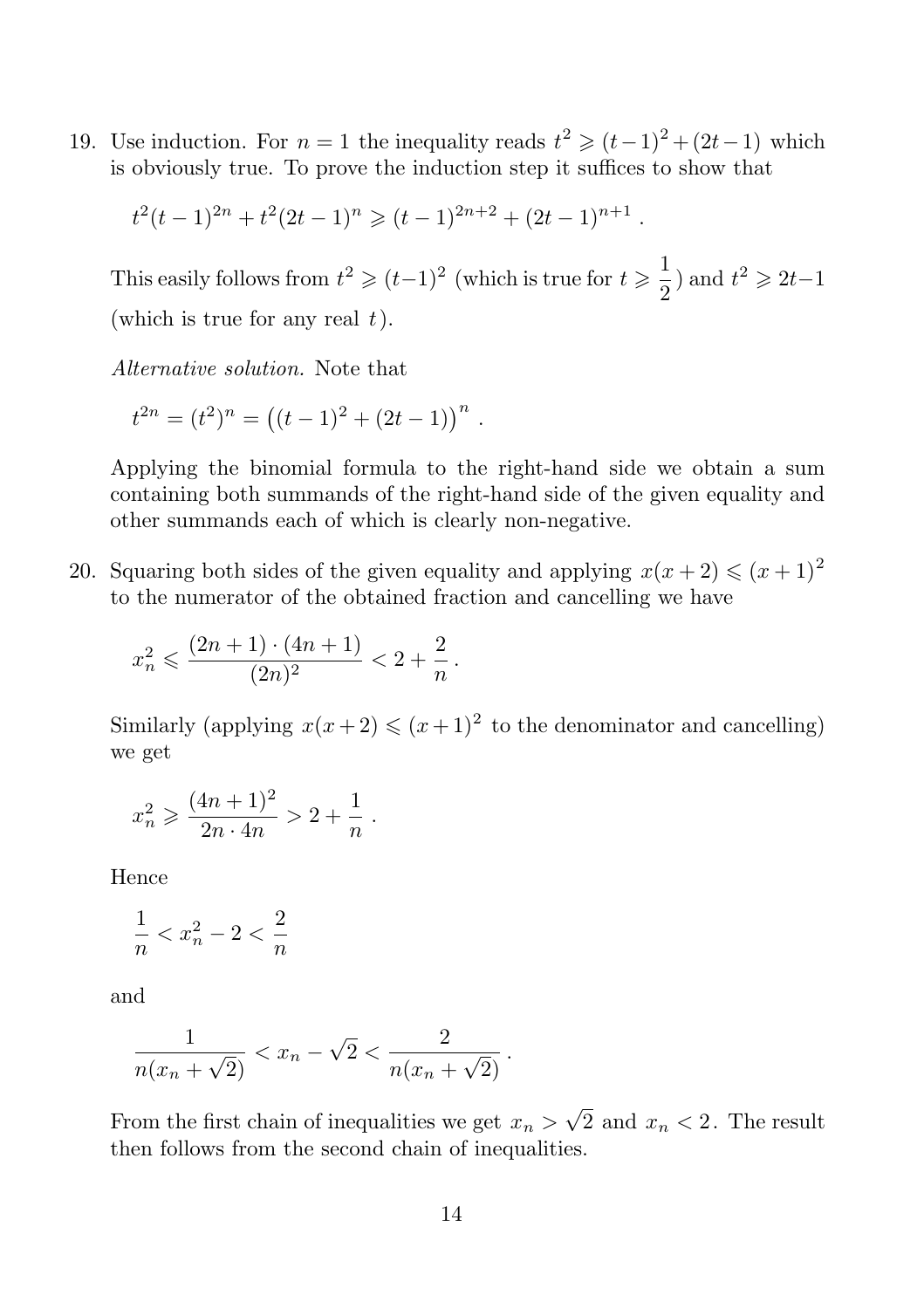19. Use induction. For $n = 1$ the inequality reads $t^2 \geqslant (t-1)^2 + (2t-1)$ which is obviously true. To prove the induction step it suffices to show that

$$t^2(t-1)^{2n} + t^2(2t-1)^n \geqslant (t-1)^{2n+2} + (2t-1)^{n+1} .$$

This easily follows from $t^2 \geqslant (t-1)^2$ (which is true for $t \geqslant \dfrac{1}{2}$) and $t^2 \geqslant 2t-1$ (which is true for any real $t$).

*Alternative solution.* Note that

$$t^{2n} = (t^2)^n = \big((t-1)^2 + (2t-1)\big)^n .$$

Applying the binomial formula to the right-hand side we obtain a sum containing both summands of the right-hand side of the given equality and other summands each of which is clearly non-negative.

20. Squaring both sides of the given equality and applying $x(x+2) \leqslant (x+1)^2$ to the numerator of the obtained fraction and cancelling we have

$$x_n^2 \leqslant \frac{(2n+1)\cdot(4n+1)}{(2n)^2} < 2 + \frac{2}{n} .$$

Similarly (applying $x(x+2) \leqslant (x+1)^2$ to the denominator and cancelling) we get

$$x_n^2 \geqslant \frac{(4n+1)^2}{2n \cdot 4n} > 2 + \frac{1}{n} .$$

Hence

$$\frac{1}{n} < x_n^2 - 2 < \frac{2}{n}$$

and

$$\frac{1}{n(x_n + \sqrt{2})} < x_n - \sqrt{2} < \frac{2}{n(x_n + \sqrt{2})} .$$

From the first chain of inequalities we get $x_n > \sqrt{2}$ and $x_n < 2$. The result then follows from the second chain of inequalities.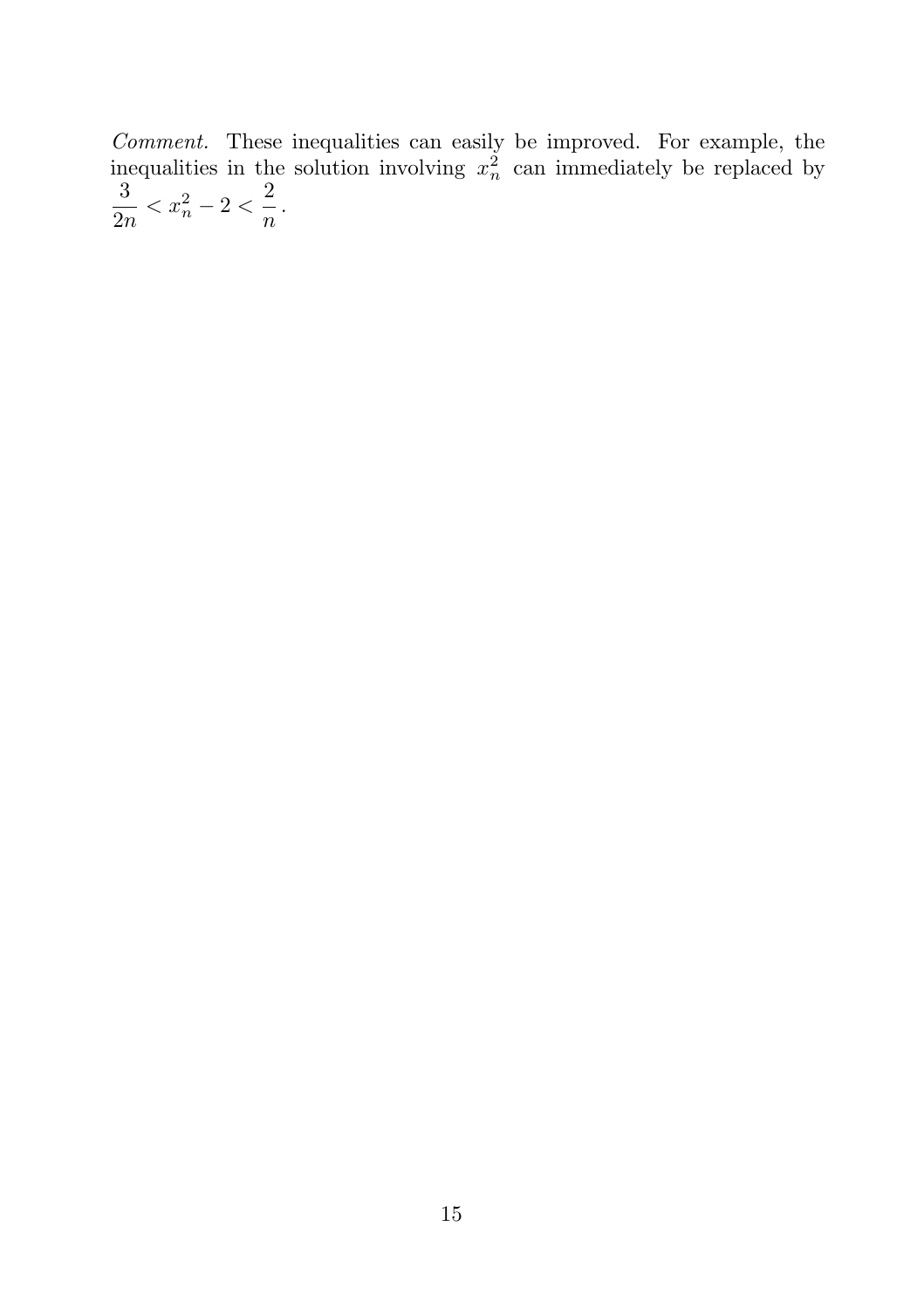*Comment.* These inequalities can easily be improved. For example, the inequalities in the solution involving $x_n^2$ can immediately be replaced by $\dfrac{3}{2n} < x_n^2 - 2 < \dfrac{2}{n}$.